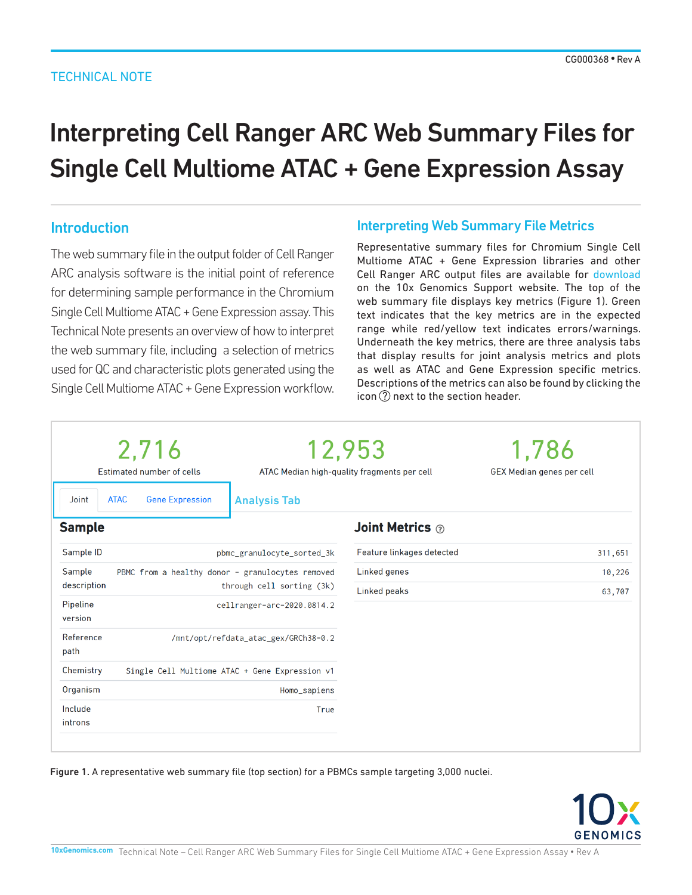TECHNICAL NOTE

# Interpreting Cell Ranger ARC Web Summary Files for Single Cell Multiome ATAC + Gene Expression Assay

## Introduction

The web summary file in the output folder of Cell Ranger ARC analysis software is the initial point of reference for determining sample performance in the Chromium Single Cell Multiome ATAC + Gene Expression assay. This Technical Note presents an overview of how to interpret the web summary file, including a selection of metrics used for QC and characteristic plots generated using the Single Cell Multiome ATAC + Gene Expression workflow.

## Interpreting Web Summary File Metrics

Representative summary files for Chromium Single Cell Multiome ATAC + Gene Expression libraries and other Cell Ranger ARC output files are available for download on the 10x Genomics Support website. The top of the web summary file displays key metrics (Figure 1). Green text indicates that the key metrics are in the expected range while red/yellow text indicates errors/warnings. Underneath the key metrics, there are three analysis tabs that display results for joint analysis metrics and plots as well as ATAC and Gene Expression specific metrics. Descriptions of the metrics can also be found by clicking the icon ⓘ next to the section header.

| 2,716 | 12,953 | 1,786 |
|---|---|---|
| Estimated number of cells | ATAC Median high-quality fragments per cell | GEX Median genes per cell |

Joint | ATAC | Gene Expression — Analysis Tab

**Sample**

| | |
|---|---|
| Sample ID | pbmc_granulocyte_sorted_3k |
| Sample description | PBMC from a healthy donor - granulocytes removed through cell sorting (3k) |
| Pipeline version | cellranger-arc-2020.0814.2 |
| Reference path | /mnt/opt/refdata_atac_gex/GRCh38-0.2 |
| Chemistry | Single Cell Multiome ATAC + Gene Expression v1 |
| Organism | Homo_sapiens |
| Include introns | True |

**Joint Metrics**

| | |
|---|---|
| Feature linkages detected | 311,651 |
| Linked genes | 10,226 |
| Linked peaks | 63,707 |

**Figure 1.** A representative web summary file (top section) for a PBMCs sample targeting 3,000 nuclei.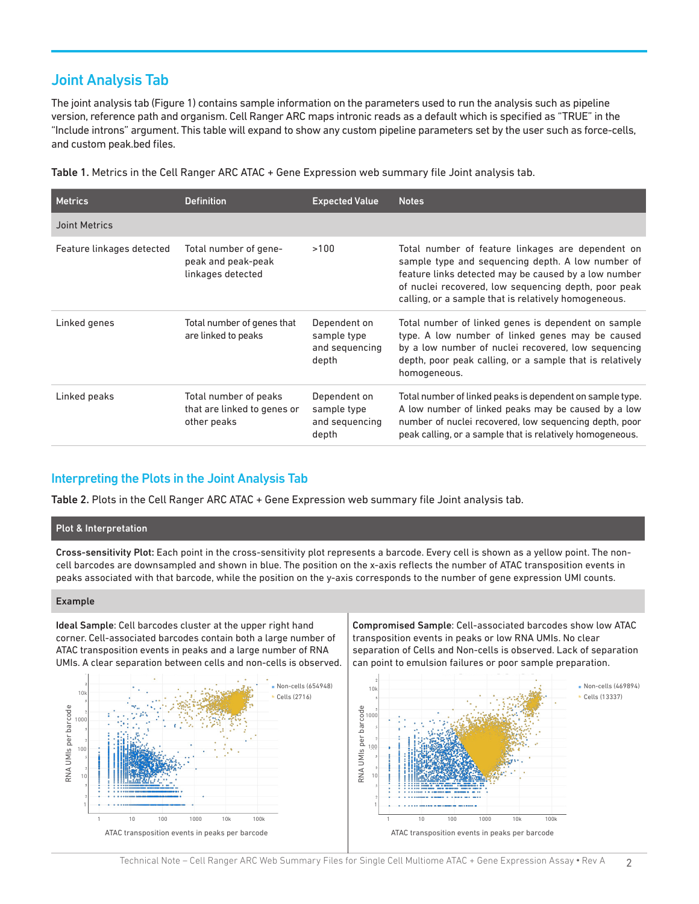## Joint Analysis Tab

The joint analysis tab (Figure 1) contains sample information on the parameters used to run the analysis such as pipeline version, reference path and organism. Cell Ranger ARC maps intronic reads as a default which is specified as "TRUE" in the "Include introns" argument. This table will expand to show any custom pipeline parameters set by the user such as force-cells, and custom peak.bed files.

**Table 1.** Metrics in the Cell Ranger ARC ATAC + Gene Expression web summary file Joint analysis tab.

| Metrics | Definition | Expected Value | Notes |
|---|---|---|---|
| Joint Metrics | | | |
| Feature linkages detected | Total number of gene-peak and peak-peak linkages detected | >100 | Total number of feature linkages are dependent on sample type and sequencing depth. A low number of feature links detected may be caused by a low number of nuclei recovered, low sequencing depth, poor peak calling, or a sample that is relatively homogeneous. |
| Linked genes | Total number of genes that are linked to peaks | Dependent on sample type and sequencing depth | Total number of linked genes is dependent on sample type. A low number of linked genes may be caused by a low number of nuclei recovered, low sequencing depth, poor peak calling, or a sample that is relatively homogeneous. |
| Linked peaks | Total number of peaks that are linked to genes or other peaks | Dependent on sample type and sequencing depth | Total number of linked peaks is dependent on sample type. A low number of linked peaks may be caused by a low number of nuclei recovered, low sequencing depth, poor peak calling, or a sample that is relatively homogeneous. |

### Interpreting the Plots in the Joint Analysis Tab

**Table 2.** Plots in the Cell Ranger ARC ATAC + Gene Expression web summary file Joint analysis tab.

**Plot & Interpretation**

**Cross-sensitivity Plot:** Each point in the cross-sensitivity plot represents a barcode. Every cell is shown as a yellow point. The non-cell barcodes are downsampled and shown in blue. The position on the x-axis reflects the number of ATAC transposition events in peaks associated with that barcode, while the position on the y-axis corresponds to the number of gene expression UMI counts.

**Example**

**Ideal Sample**: Cell barcodes cluster at the upper right hand corner. Cell-associated barcodes contain both a large number of ATAC transposition events in peaks and a large number of RNA UMIs. A clear separation between cells and non-cells is observed.

**Compromised Sample**: Cell-associated barcodes show low ATAC transposition events in peaks or low RNA UMIs. No clear separation of Cells and Non-cells is observed. Lack of separation can point to emulsion failures or poor sample preparation.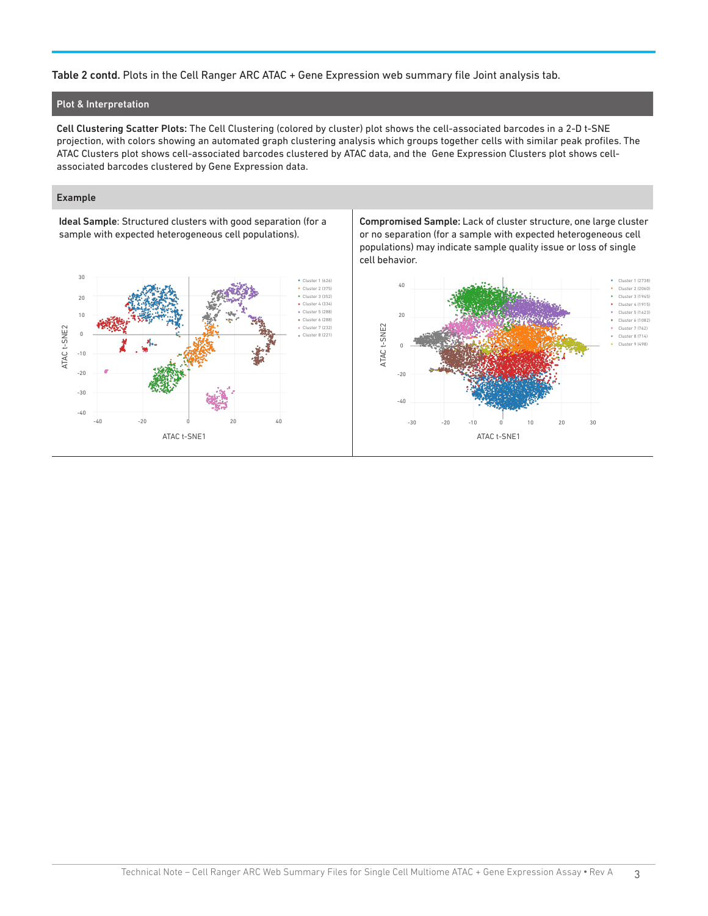**Table 2 contd.** Plots in the Cell Ranger ARC ATAC + Gene Expression web summary file Joint analysis tab.

| Plot & Interpretation | |
|---|---|
| **Cell Clustering Scatter Plots:** The Cell Clustering (colored by cluster) plot shows the cell-associated barcodes in a 2-D t-SNE projection, with colors showing an automated graph clustering analysis which groups together cells with similar peak profiles. The ATAC Clusters plot shows cell-associated barcodes clustered by ATAC data, and the Gene Expression Clusters plot shows cell-associated barcodes clustered by Gene Expression data. | |
| **Example** | |
| **Ideal Sample**: Structured clusters with good separation (for a sample with expected heterogeneous cell populations). | **Compromised Sample:** Lack of cluster structure, one large cluster or no separation (for a sample with expected heterogeneous cell populations) may indicate sample quality issue or loss of single cell behavior. |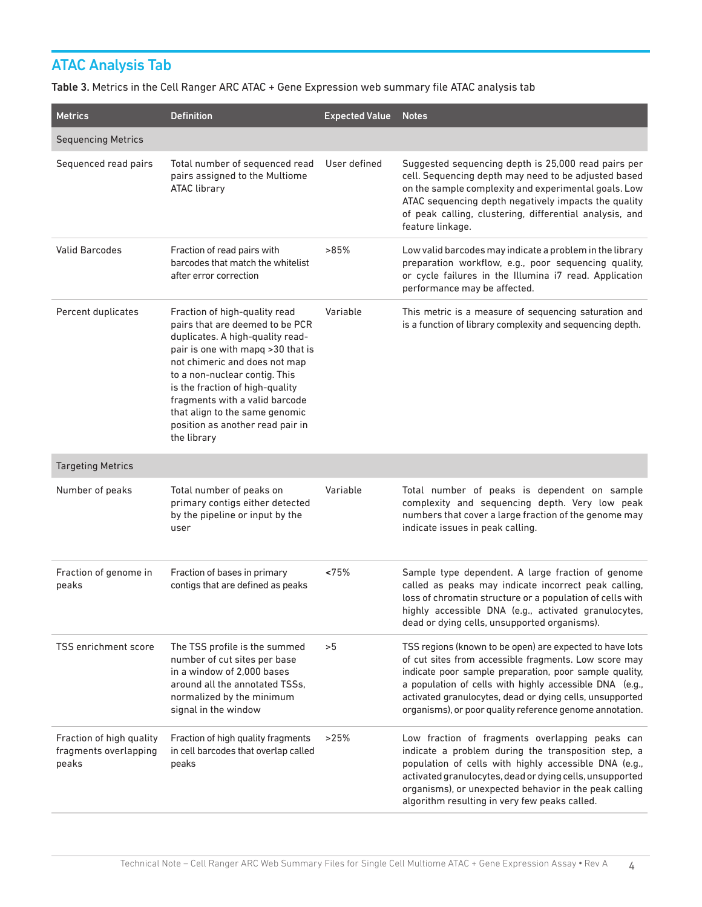## ATAC Analysis Tab

**Table 3.** Metrics in the Cell Ranger ARC ATAC + Gene Expression web summary file ATAC analysis tab

| Metrics | Definition | Expected Value | Notes |
|---|---|---|---|
| Sequencing Metrics | | | |
| Sequenced read pairs | Total number of sequenced read pairs assigned to the Multiome ATAC library | User defined | Suggested sequencing depth is 25,000 read pairs per cell. Sequencing depth may need to be adjusted based on the sample complexity and experimental goals. Low ATAC sequencing depth negatively impacts the quality of peak calling, clustering, differential analysis, and feature linkage. |
| Valid Barcodes | Fraction of read pairs with barcodes that match the whitelist after error correction | >85% | Low valid barcodes may indicate a problem in the library preparation workflow, e.g., poor sequencing quality, or cycle failures in the Illumina i7 read. Application performance may be affected. |
| Percent duplicates | Fraction of high-quality read pairs that are deemed to be PCR duplicates. A high-quality read-pair is one with mapq >30 that is not chimeric and does not map to a non-nuclear contig. This is the fraction of high-quality fragments with a valid barcode that align to the same genomic position as another read pair in the library | Variable | This metric is a measure of sequencing saturation and is a function of library complexity and sequencing depth. |
| Targeting Metrics | | | |
| Number of peaks | Total number of peaks on primary contigs either detected by the pipeline or input by the user | Variable | Total number of peaks is dependent on sample complexity and sequencing depth. Very low peak numbers that cover a large fraction of the genome may indicate issues in peak calling. |
| Fraction of genome in peaks | Fraction of bases in primary contigs that are defined as peaks | <75% | Sample type dependent. A large fraction of genome called as peaks may indicate incorrect peak calling, loss of chromatin structure or a population of cells with highly accessible DNA (e.g., activated granulocytes, dead or dying cells, unsupported organisms). |
| TSS enrichment score | The TSS profile is the summed number of cut sites per base in a window of 2,000 bases around all the annotated TSSs, normalized by the minimum signal in the window | >5 | TSS regions (known to be open) are expected to have lots of cut sites from accessible fragments. Low score may indicate poor sample preparation, poor sample quality, a population of cells with highly accessible DNA (e.g., activated granulocytes, dead or dying cells, unsupported organisms), or poor quality reference genome annotation. |
| Fraction of high quality fragments overlapping peaks | Fraction of high quality fragments in cell barcodes that overlap called peaks | >25% | Low fraction of fragments overlapping peaks can indicate a problem during the transposition step, a population of cells with highly accessible DNA (e.g., activated granulocytes, dead or dying cells, unsupported organisms), or unexpected behavior in the peak calling algorithm resulting in very few peaks called. |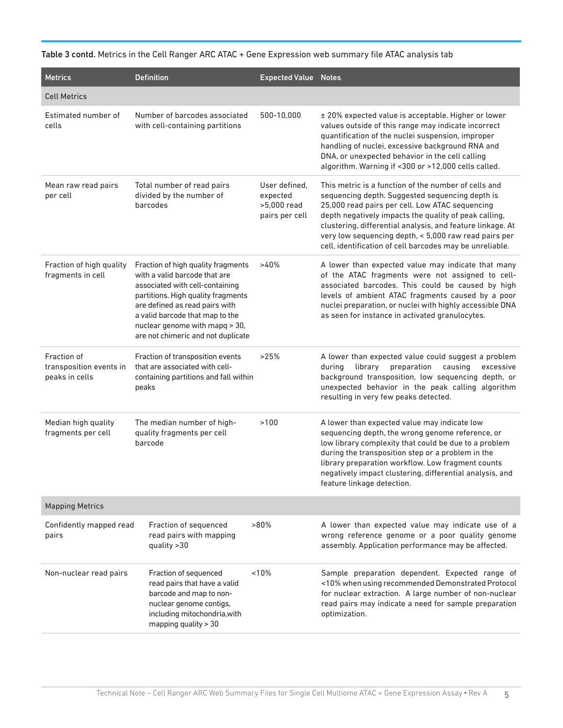**Table 3 contd.** Metrics in the Cell Ranger ARC ATAC + Gene Expression web summary file ATAC analysis tab

| Metrics | Definition | Expected Value | Notes |
| --- | --- | --- | --- |
| Cell Metrics | | | |
| Estimated number of cells | Number of barcodes associated with cell-containing partitions | 500-10,000 | ± 20% expected value is acceptable. Higher or lower values outside of this range may indicate incorrect quantification of the nuclei suspension, improper handling of nuclei, excessive background RNA and DNA, or unexpected behavior in the cell calling algorithm. Warning if <300 or >12,000 cells called. |
| Mean raw read pairs per cell | Total number of read pairs divided by the number of barcodes | User defined, expected >5,000 read pairs per cell | This metric is a function of the number of cells and sequencing depth. Suggested sequencing depth is 25,000 read pairs per cell. Low ATAC sequencing depth negatively impacts the quality of peak calling, clustering, differential analysis, and feature linkage. At very low sequencing depth, < 5,000 raw read pairs per cell, identification of cell barcodes may be unreliable. |
| Fraction of high quality fragments in cell | Fraction of high quality fragments with a valid barcode that are associated with cell-containing partitions. High quality fragments are defined as read pairs with a valid barcode that map to the nuclear genome with mapq > 30, are not chimeric and not duplicate | >40% | A lower than expected value may indicate that many of the ATAC fragments were not assigned to cell-associated barcodes. This could be caused by high levels of ambient ATAC fragments caused by a poor nuclei preparation, or nuclei with highly accessible DNA as seen for instance in activated granulocytes. |
| Fraction of transposition events in peaks in cells | Fraction of transposition events that are associated with cell-containing partitions and fall within peaks | >25% | A lower than expected value could suggest a problem during library preparation causing excessive background transposition, low sequencing depth, or unexpected behavior in the peak calling algorithm resulting in very few peaks detected. |
| Median high quality fragments per cell | The median number of high-quality fragments per cell barcode | >100 | A lower than expected value may indicate low sequencing depth, the wrong genome reference, or low library complexity that could be due to a problem during the transposition step or a problem in the library preparation workflow. Low fragment counts negatively impact clustering, differential analysis, and feature linkage detection. |
| Mapping Metrics | | | |
| Confidently mapped read pairs | Fraction of sequenced read pairs with mapping quality >30 | >80% | A lower than expected value may indicate use of a wrong reference genome or a poor quality genome assembly. Application performance may be affected. |
| Non-nuclear read pairs | Fraction of sequenced read pairs that have a valid barcode and map to non-nuclear genome contigs, including mitochondria,with mapping quality > 30 | <10% | Sample preparation dependent. Expected range of <10% when using recommended Demonstrated Protocol for nuclear extraction. A large number of non-nuclear read pairs may indicate a need for sample preparation optimization. |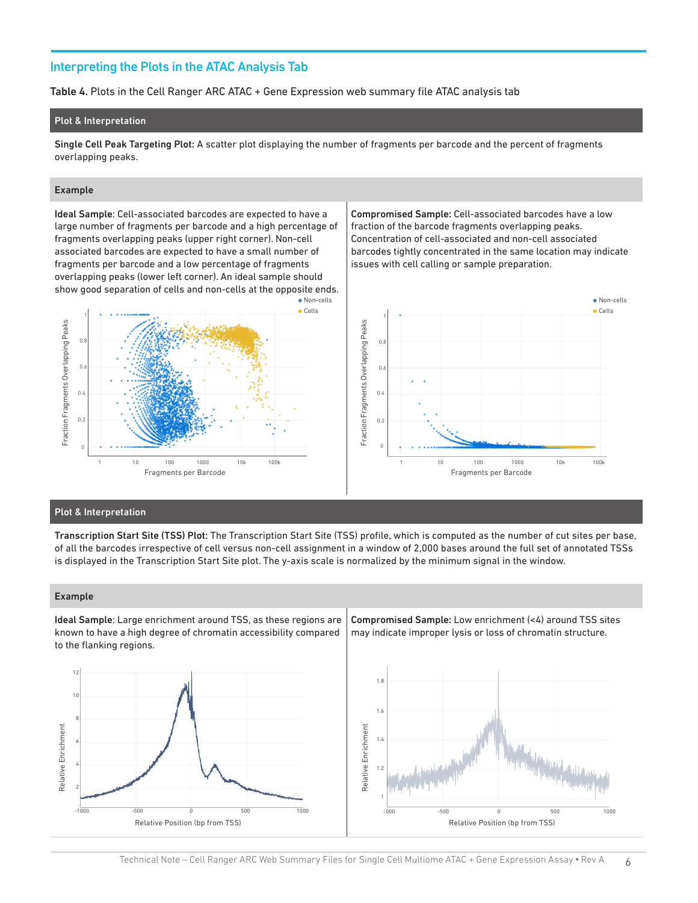## Interpreting the Plots in the ATAC Analysis Tab

**Table 4.** Plots in the Cell Ranger ARC ATAC + Gene Expression web summary file ATAC analysis tab

**Plot & Interpretation**

**Single Cell Peak Targeting Plot:** A scatter plot displaying the number of fragments per barcode and the percent of fragments overlapping peaks.

**Example**

**Ideal Sample**: Cell-associated barcodes are expected to have a large number of fragments per barcode and a high percentage of fragments overlapping peaks (upper right corner). Non-cell associated barcodes are expected to have a small number of fragments per barcode and a low percentage of fragments overlapping peaks (lower left corner). An ideal sample should show good separation of cells and non-cells at the opposite ends.

**Compromised Sample:** Cell-associated barcodes have a low fraction of the barcode fragments overlapping peaks. Concentration of cell-associated and non-cell associated barcodes tightly concentrated in the same location may indicate issues with cell calling or sample preparation.

**Plot & Interpretation**

**Transcription Start Site (TSS) Plot:** The Transcription Start Site (TSS) profile, which is computed as the number of cut sites per base, of all the barcodes irrespective of cell versus non-cell assignment in a window of 2,000 bases around the full set of annotated TSSs is displayed in the Transcription Start Site plot. The y-axis scale is normalized by the minimum signal in the window.

**Example**

**Ideal Sample**: Large enrichment around TSS, as these regions are known to have a high degree of chromatin accessibility compared to the flanking regions.

**Compromised Sample:** Low enrichment (<4) around TSS sites may indicate improper lysis or loss of chromatin structure.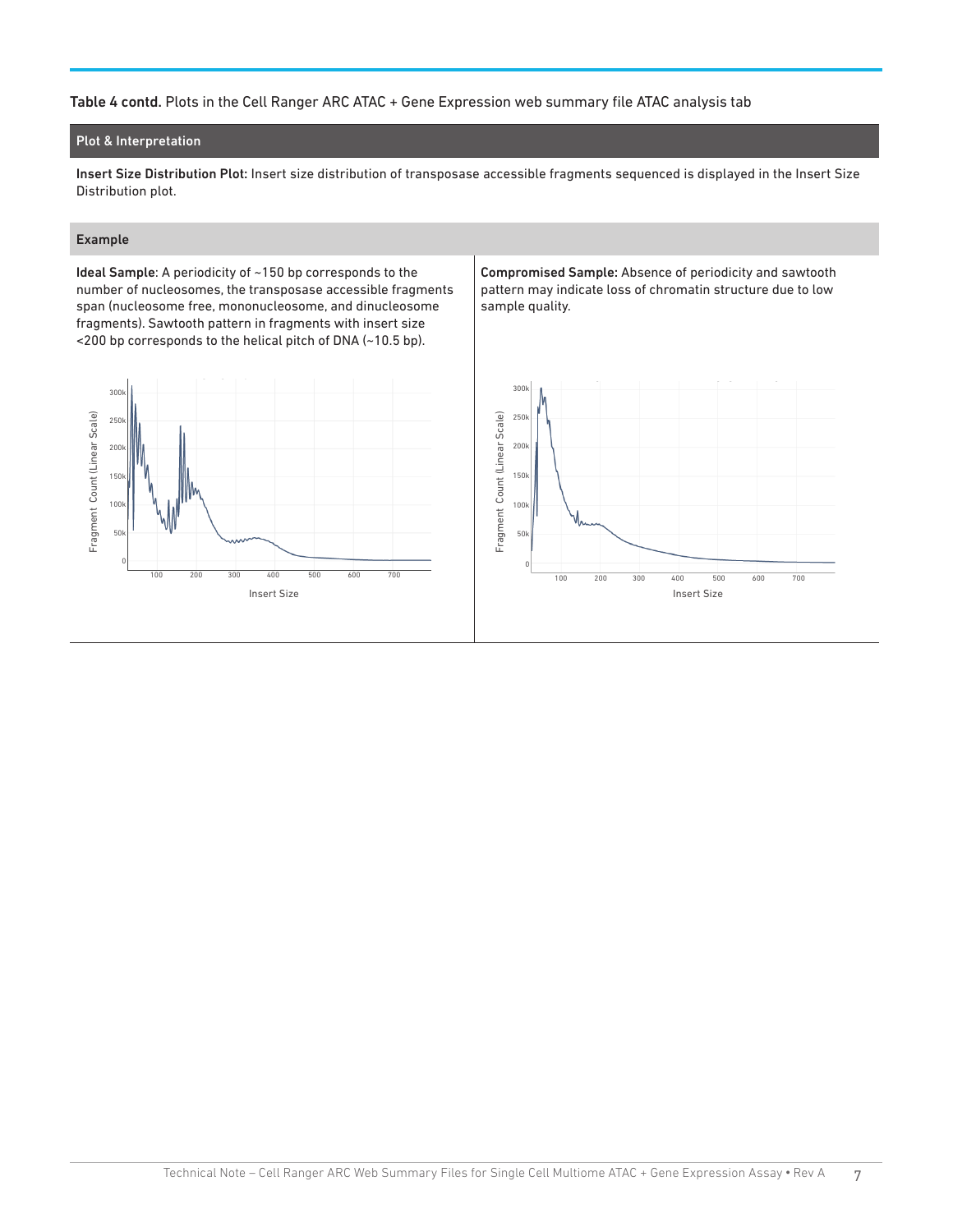**Table 4 contd.** Plots in the Cell Ranger ARC ATAC + Gene Expression web summary file ATAC analysis tab

| Plot & Interpretation |
|---|
| **Insert Size Distribution Plot:** Insert size distribution of transposase accessible fragments sequenced is displayed in the Insert Size Distribution plot. |

| Example | |
|---|---|
| **Ideal Sample**: A periodicity of ~150 bp corresponds to the number of nucleosomes, the transposase accessible fragments span (nucleosome free, mononucleosome, and dinucleosome fragments). Sawtooth pattern in fragments with insert size <200 bp corresponds to the helical pitch of DNA (~10.5 bp). | **Compromised Sample:** Absence of periodicity and sawtooth pattern may indicate loss of chromatin structure due to low sample quality. |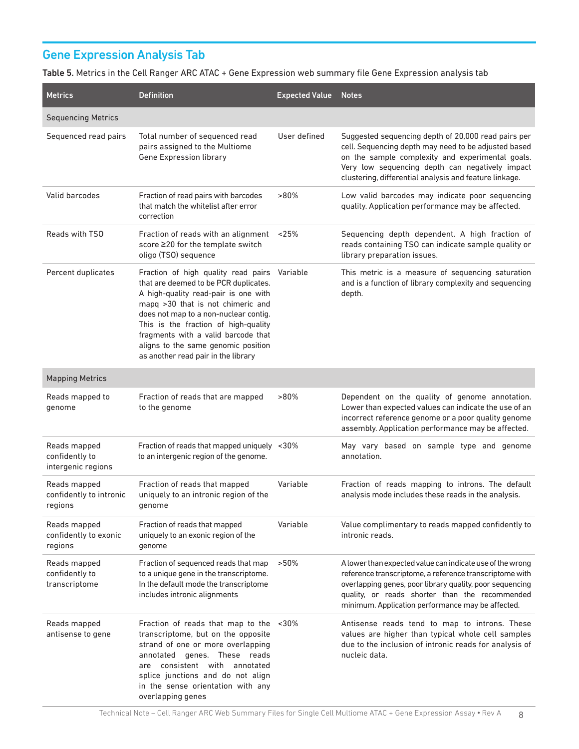## Gene Expression Analysis Tab

**Table 5.** Metrics in the Cell Ranger ARC ATAC + Gene Expression web summary file Gene Expression analysis tab

| Metrics | Definition | Expected Value | Notes |
|---|---|---|---|
| Sequencing Metrics | | | |
| Sequenced read pairs | Total number of sequenced read pairs assigned to the Multiome Gene Expression library | User defined | Suggested sequencing depth of 20,000 read pairs per cell. Sequencing depth may need to be adjusted based on the sample complexity and experimental goals. Very low sequencing depth can negatively impact clustering, differential analysis and feature linkage. |
| Valid barcodes | Fraction of read pairs with barcodes that match the whitelist after error correction | >80% | Low valid barcodes may indicate poor sequencing quality. Application performance may be affected. |
| Reads with TSO | Fraction of reads with an alignment score ≥20 for the template switch oligo (TSO) sequence | <25% | Sequencing depth dependent. A high fraction of reads containing TSO can indicate sample quality or library preparation issues. |
| Percent duplicates | Fraction of high quality read pairs that are deemed to be PCR duplicates. A high-quality read-pair is one with mapq >30 that is not chimeric and does not map to a non-nuclear contig. This is the fraction of high-quality fragments with a valid barcode that aligns to the same genomic position as another read pair in the library | Variable | This metric is a measure of sequencing saturation and is a function of library complexity and sequencing depth. |
| Mapping Metrics | | | |
| Reads mapped to genome | Fraction of reads that are mapped to the genome | >80% | Dependent on the quality of genome annotation. Lower than expected values can indicate the use of an incorrect reference genome or a poor quality genome assembly. Application performance may be affected. |
| Reads mapped confidently to intergenic regions | Fraction of reads that mapped uniquely to an intergenic region of the genome. | <30% | May vary based on sample type and genome annotation. |
| Reads mapped confidently to intronic regions | Fraction of reads that mapped uniquely to an intronic region of the genome | Variable | Fraction of reads mapping to introns. The default analysis mode includes these reads in the analysis. |
| Reads mapped confidently to exonic regions | Fraction of reads that mapped uniquely to an exonic region of the genome | Variable | Value complimentary to reads mapped confidently to intronic reads. |
| Reads mapped confidently to transcriptome | Fraction of sequenced reads that map to a unique gene in the transcriptome. In the default mode the transcriptome includes intronic alignments | >50% | A lower than expected value can indicate use of the wrong reference transcriptome, a reference transcriptome with overlapping genes, poor library quality, poor sequencing quality, or reads shorter than the recommended minimum. Application performance may be affected. |
| Reads mapped antisense to gene | Fraction of reads that map to the transcriptome, but on the opposite strand of one or more overlapping annotated genes. These reads are consistent with annotated splice junctions and do not align in the sense orientation with any overlapping genes | <30% | Antisense reads tend to map to introns. These values are higher than typical whole cell samples due to the inclusion of intronic reads for analysis of nucleic data. |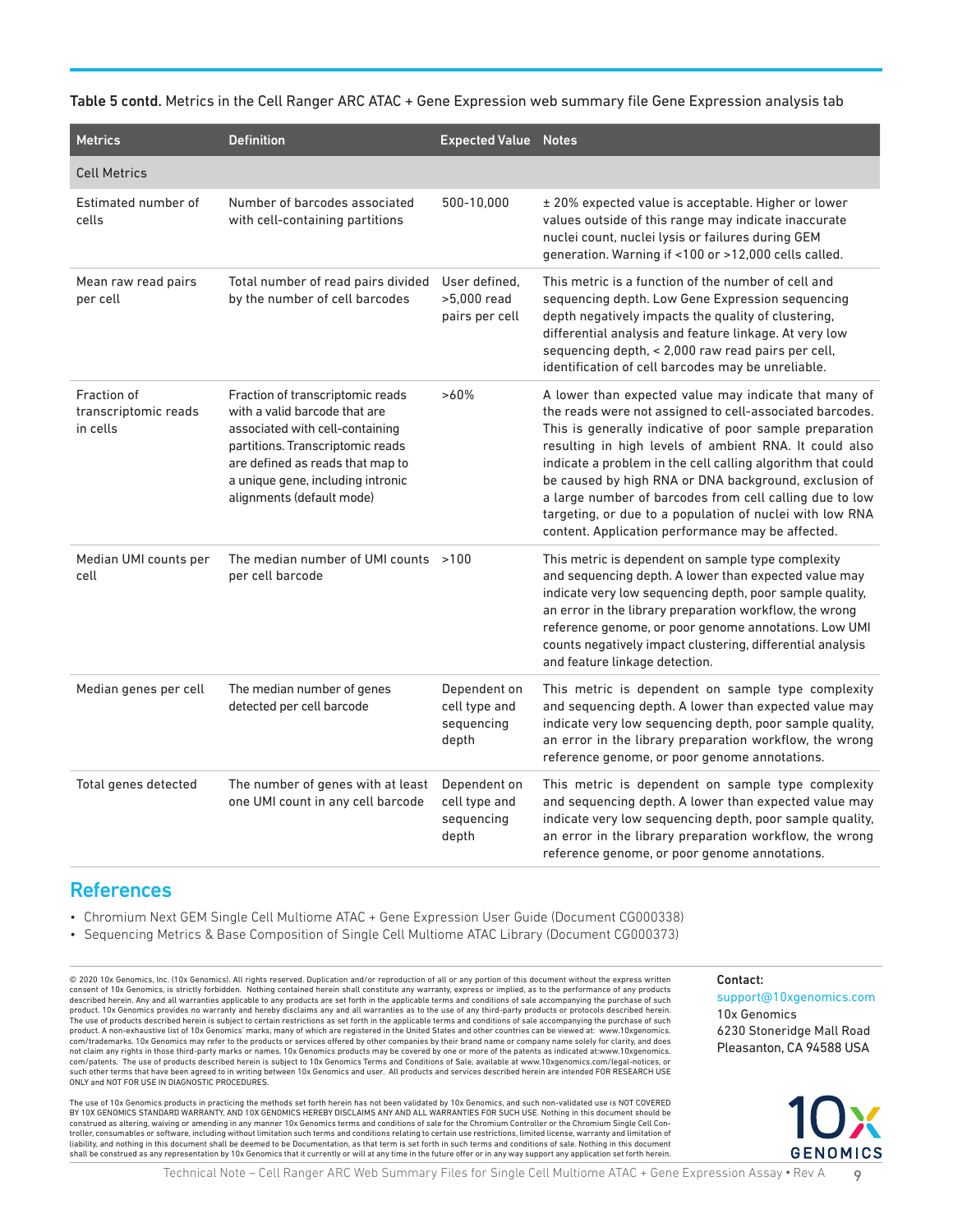**Table 5 contd.** Metrics in the Cell Ranger ARC ATAC + Gene Expression web summary file Gene Expression analysis tab

| Metrics | Definition | Expected Value | Notes |
|---|---|---|---|
| Cell Metrics | | | |
| Estimated number of cells | Number of barcodes associated with cell-containing partitions | 500-10,000 | ± 20% expected value is acceptable. Higher or lower values outside of this range may indicate inaccurate nuclei count, nuclei lysis or failures during GEM generation. Warning if <100 or >12,000 cells called. |
| Mean raw read pairs per cell | Total number of read pairs divided by the number of cell barcodes | User defined, >5,000 read pairs per cell | This metric is a function of the number of cell and sequencing depth. Low Gene Expression sequencing depth negatively impacts the quality of clustering, differential analysis and feature linkage. At very low sequencing depth, < 2,000 raw read pairs per cell, identification of cell barcodes may be unreliable. |
| Fraction of transcriptomic reads in cells | Fraction of transcriptomic reads with a valid barcode that are associated with cell-containing partitions. Transcriptomic reads are defined as reads that map to a unique gene, including intronic alignments (default mode) | >60% | A lower than expected value may indicate that many of the reads were not assigned to cell-associated barcodes. This is generally indicative of poor sample preparation resulting in high levels of ambient RNA. It could also indicate a problem in the cell calling algorithm that could be caused by high RNA or DNA background, exclusion of a large number of barcodes from cell calling due to low targeting, or due to a population of nuclei with low RNA content. Application performance may be affected. |
| Median UMI counts per cell | The median number of UMI counts per cell barcode | >100 | This metric is dependent on sample type complexity and sequencing depth. A lower than expected value may indicate very low sequencing depth, poor sample quality, an error in the library preparation workflow, the wrong reference genome, or poor genome annotations. Low UMI counts negatively impact clustering, differential analysis and feature linkage detection. |
| Median genes per cell | The median number of genes detected per cell barcode | Dependent on cell type and sequencing depth | This metric is dependent on sample type complexity and sequencing depth. A lower than expected value may indicate very low sequencing depth, poor sample quality, an error in the library preparation workflow, the wrong reference genome, or poor genome annotations. |
| Total genes detected | The number of genes with at least one UMI count in any cell barcode | Dependent on cell type and sequencing depth | This metric is dependent on sample type complexity and sequencing depth. A lower than expected value may indicate very low sequencing depth, poor sample quality, an error in the library preparation workflow, the wrong reference genome, or poor genome annotations. |

## References

- Chromium Next GEM Single Cell Multiome ATAC + Gene Expression User Guide (Document CG000338)
- Sequencing Metrics & Base Composition of Single Cell Multiome ATAC Library (Document CG000373)

© 2020 10x Genomics, Inc. (10x Genomics). All rights reserved. Duplication and/or reproduction of all or any portion of this document without the express written consent of 10x Genomics, is strictly forbidden. Nothing contained herein shall constitute any warranty, express or implied, as to the performance of any products described herein. Any and all warranties applicable to any products are set forth in the applicable terms and conditions of sale accompanying the purchase of such product. 10x Genomics provides no warranty and hereby disclaims any and all warranties as to the use of any third-party products or protocols described herein. The use of products described herein is subject to certain restrictions as set forth in the applicable terms and conditions of sale accompanying the purchase of such product. A non-exhaustive list of 10x Genomics' marks, many of which are registered in the United States and other countries can be viewed at: www.10xgenomics.com/trademarks. 10x Genomics may refer to the products or services offered by other companies by their brand name or company name solely for clarity, and does not claim any rights in those third-party marks or names. 10x Genomics products may be covered by one or more of the patents as indicated at:www.10xgenomics.com/patents. The use of products described herein is subject to 10x Genomics Terms and Conditions of Sale, available at www.10xgenomics.com/legal-notices, or such other terms that have been agreed to in writing between 10x Genomics and user. All products and services described herein are intended FOR RESEARCH USE ONLY and NOT FOR USE IN DIAGNOSTIC PROCEDURES.

The use of 10x Genomics products in practicing the methods set forth herein has not been validated by 10x Genomics, and such non-validated use is NOT COVERED BY 10X GENOMICS STANDARD WARRANTY, AND 10X GENOMICS HEREBY DISCLAIMS ANY AND ALL WARRANTIES FOR SUCH USE. Nothing in this document should be construed as altering, waiving or amending in any manner 10x Genomics terms and conditions of sale for the Chromium Controller or the Chromium Single Cell Controller, consumables or software, including without limitation such terms and conditions relating to certain use restrictions, limited license, warranty and limitation of liability, and nothing in this document shall be deemed to be Documentation, as that term is set forth in such terms and conditions of sale. Nothing in this document shall be construed as any representation by 10x Genomics that it currently or will at any time in the future offer or in any way support any application set forth herein.

**Contact:**
support@10xgenomics.com
10x Genomics
6230 Stoneridge Mall Road
Pleasanton, CA 94588 USA